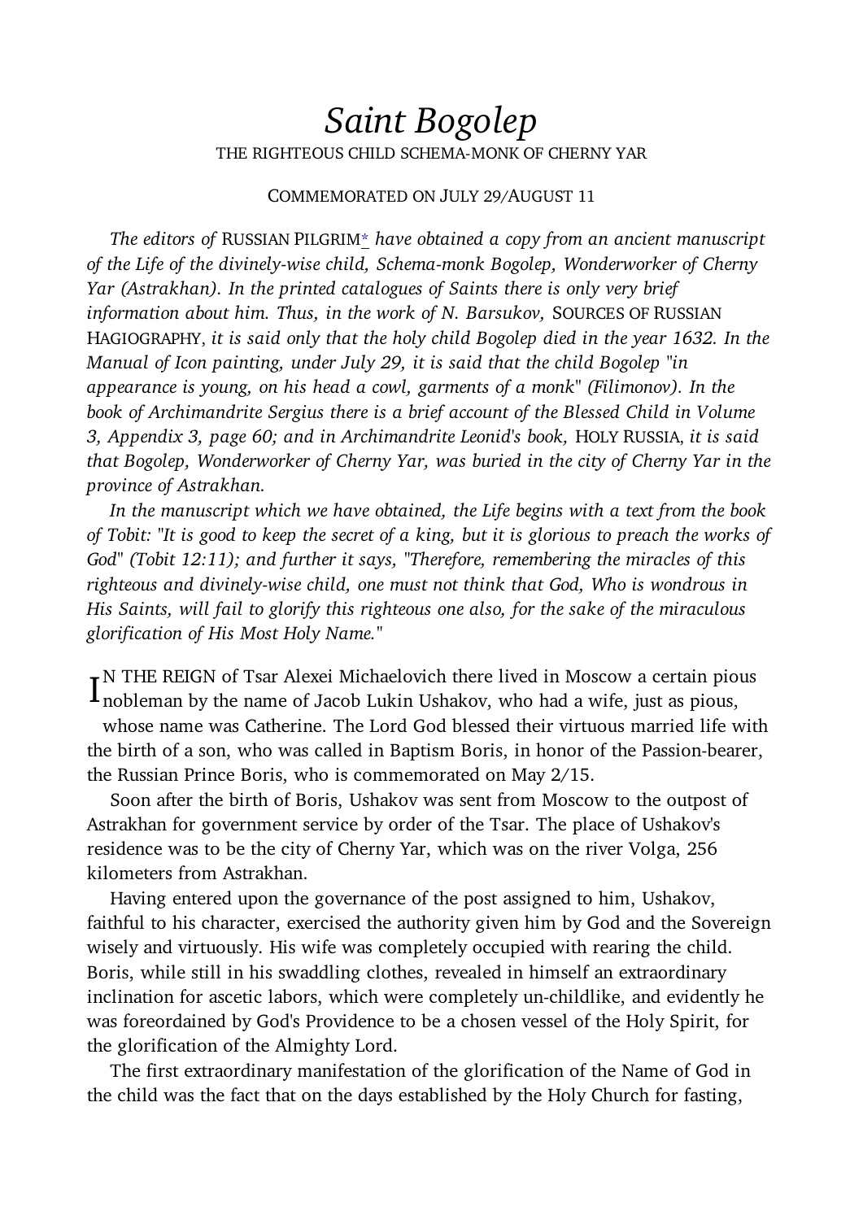# *Saint Bogolep*

THE RIGHTEOUS CHILD SCHEMA-MONK OF CHERNY YAR

COMMEMORATED ON JULY 29/AUGUST 11

*The editors of* RUSSIAN PILGRIM* *have obtained a copy from an ancient manuscript of the Life of the divinely-wise child, Schema-monk Bogolep, Wonderworker of Cherny Yar (Astrakhan). In the printed catalogues of Saints there is only very brief information about him. Thus, in the work of N. Barsukov,* SOURCES OF RUSSIAN HAGIOGRAPHY, *it is said only that the holy child Bogolep died in the year 1632. In the Manual of Icon painting, under July 29, it is said that the child Bogolep "in appearance is young, on his head a cowl, garments of a monk" (Filimonov). In the book of Archimandrite Sergius there is a brief account of the Blessed Child in Volume 3, Appendix 3, page 60; and in Archimandrite Leonid's book,* HOLY RUSSIA, *it is said that Bogolep, Wonderworker of Cherny Yar, was buried in the city of Cherny Yar in the province of Astrakhan.*

*In the manuscript which we have obtained, the Life begins with a text from the book of Tobit: "It is good to keep the secret of a king, but it is glorious to preach the works of God" (Tobit 12:11); and further it says, "Therefore, remembering the miracles of this righteous and divinely-wise child, one must not think that God, Who is wondrous in His Saints, will fail to glorify this righteous one also, for the sake of the miraculous glorification of His Most Holy Name."*

IN THE REIGN of Tsar Alexei Michaelovich there lived in Moscow a certain pious nobleman by the name of Jacob Lukin Ushakov, who had a wife, just as pious, whose name was Catherine. The Lord God blessed their virtuous married life with the birth of a son, who was called in Baptism Boris, in honor of the Passion-bearer, the Russian Prince Boris, who is commemorated on May 2/15.

Soon after the birth of Boris, Ushakov was sent from Moscow to the outpost of Astrakhan for government service by order of the Tsar. The place of Ushakov's residence was to be the city of Cherny Yar, which was on the river Volga, 256 kilometers from Astrakhan.

Having entered upon the governance of the post assigned to him, Ushakov, faithful to his character, exercised the authority given him by God and the Sovereign wisely and virtuously. His wife was completely occupied with rearing the child. Boris, while still in his swaddling clothes, revealed in himself an extraordinary inclination for ascetic labors, which were completely un-childlike, and evidently he was foreordained by God's Providence to be a chosen vessel of the Holy Spirit, for the glorification of the Almighty Lord.

The first extraordinary manifestation of the glorification of the Name of God in the child was the fact that on the days established by the Holy Church for fasting,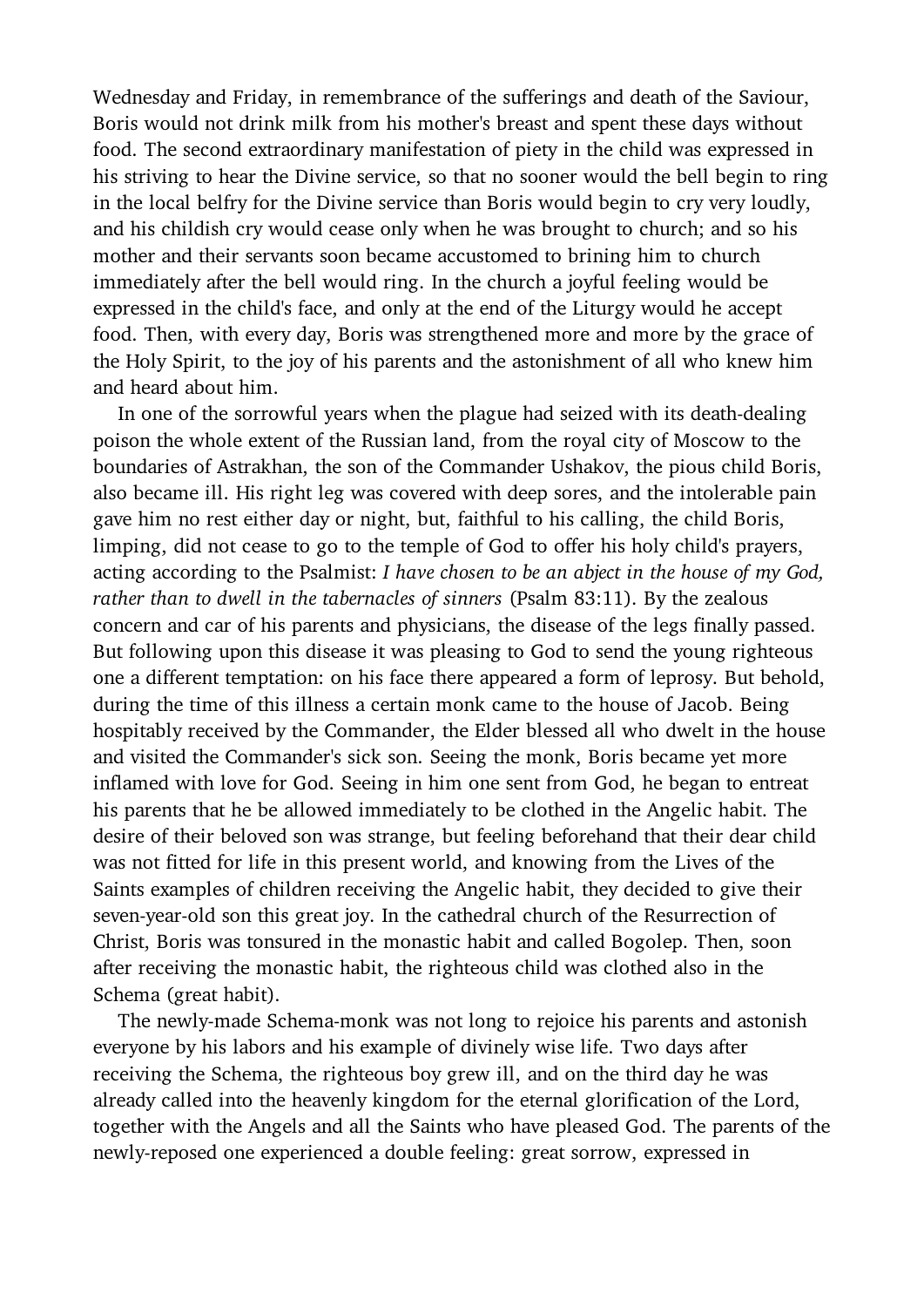Wednesday and Friday, in remembrance of the sufferings and death of the Saviour, Boris would not drink milk from his mother's breast and spent these days without food. The second extraordinary manifestation of piety in the child was expressed in his striving to hear the Divine service, so that no sooner would the bell begin to ring in the local belfry for the Divine service than Boris would begin to cry very loudly, and his childish cry would cease only when he was brought to church; and so his mother and their servants soon became accustomed to brining him to church immediately after the bell would ring. In the church a joyful feeling would be expressed in the child's face, and only at the end of the Liturgy would he accept food. Then, with every day, Boris was strengthened more and more by the grace of the Holy Spirit, to the joy of his parents and the astonishment of all who knew him and heard about him.

In one of the sorrowful years when the plague had seized with its death-dealing poison the whole extent of the Russian land, from the royal city of Moscow to the boundaries of Astrakhan, the son of the Commander Ushakov, the pious child Boris, also became ill. His right leg was covered with deep sores, and the intolerable pain gave him no rest either day or night, but, faithful to his calling, the child Boris, limping, did not cease to go to the temple of God to offer his holy child's prayers, acting according to the Psalmist: *I have chosen to be an abject in the house of my God, rather than to dwell in the tabernacles of sinners* (Psalm 83:11). By the zealous concern and car of his parents and physicians, the disease of the legs finally passed. But following upon this disease it was pleasing to God to send the young righteous one a different temptation: on his face there appeared a form of leprosy. But behold, during the time of this illness a certain monk came to the house of Jacob. Being hospitably received by the Commander, the Elder blessed all who dwelt in the house and visited the Commander's sick son. Seeing the monk, Boris became yet more inflamed with love for God. Seeing in him one sent from God, he began to entreat his parents that he be allowed immediately to be clothed in the Angelic habit. The desire of their beloved son was strange, but feeling beforehand that their dear child was not fitted for life in this present world, and knowing from the Lives of the Saints examples of children receiving the Angelic habit, they decided to give their seven-year-old son this great joy. In the cathedral church of the Resurrection of Christ, Boris was tonsured in the monastic habit and called Bogolep. Then, soon after receiving the monastic habit, the righteous child was clothed also in the Schema (great habit).

The newly-made Schema-monk was not long to rejoice his parents and astonish everyone by his labors and his example of divinely wise life. Two days after receiving the Schema, the righteous boy grew ill, and on the third day he was already called into the heavenly kingdom for the eternal glorification of the Lord, together with the Angels and all the Saints who have pleased God. The parents of the newly-reposed one experienced a double feeling: great sorrow, expressed in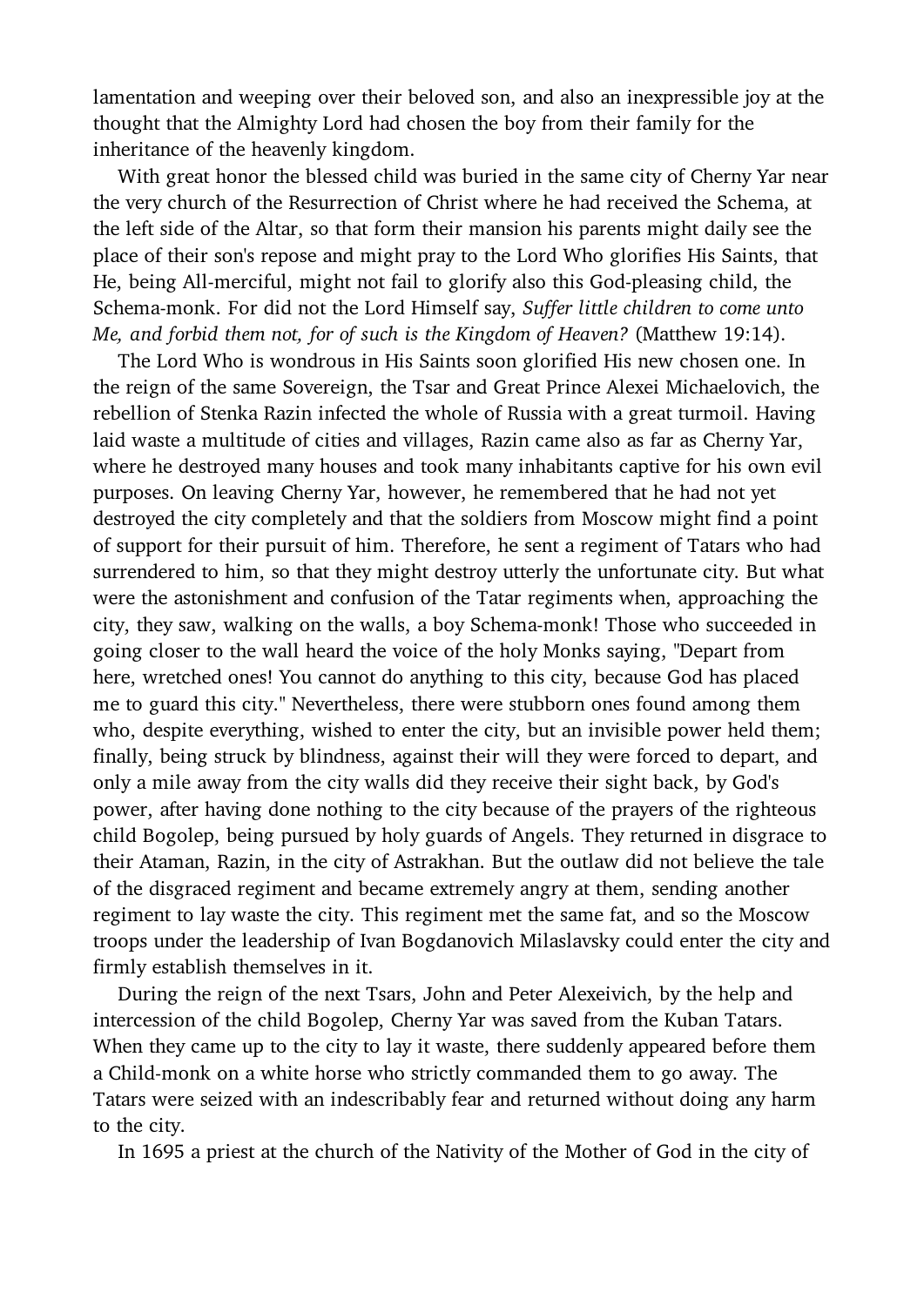lamentation and weeping over their beloved son, and also an inexpressible joy at the thought that the Almighty Lord had chosen the boy from their family for the inheritance of the heavenly kingdom.

With great honor the blessed child was buried in the same city of Cherny Yar near the very church of the Resurrection of Christ where he had received the Schema, at the left side of the Altar, so that form their mansion his parents might daily see the place of their son's repose and might pray to the Lord Who glorifies His Saints, that He, being All-merciful, might not fail to glorify also this God-pleasing child, the Schema-monk. For did not the Lord Himself say, *Suffer little children to come unto Me, and forbid them not, for of such is the Kingdom of Heaven?* (Matthew 19:14).

The Lord Who is wondrous in His Saints soon glorified His new chosen one. In the reign of the same Sovereign, the Tsar and Great Prince Alexei Michaelovich, the rebellion of Stenka Razin infected the whole of Russia with a great turmoil. Having laid waste a multitude of cities and villages, Razin came also as far as Cherny Yar, where he destroyed many houses and took many inhabitants captive for his own evil purposes. On leaving Cherny Yar, however, he remembered that he had not yet destroyed the city completely and that the soldiers from Moscow might find a point of support for their pursuit of him. Therefore, he sent a regiment of Tatars who had surrendered to him, so that they might destroy utterly the unfortunate city. But what were the astonishment and confusion of the Tatar regiments when, approaching the city, they saw, walking on the walls, a boy Schema-monk! Those who succeeded in going closer to the wall heard the voice of the holy Monks saying, "Depart from here, wretched ones! You cannot do anything to this city, because God has placed me to guard this city." Nevertheless, there were stubborn ones found among them who, despite everything, wished to enter the city, but an invisible power held them; finally, being struck by blindness, against their will they were forced to depart, and only a mile away from the city walls did they receive their sight back, by God's power, after having done nothing to the city because of the prayers of the righteous child Bogolep, being pursued by holy guards of Angels. They returned in disgrace to their Ataman, Razin, in the city of Astrakhan. But the outlaw did not believe the tale of the disgraced regiment and became extremely angry at them, sending another regiment to lay waste the city. This regiment met the same fat, and so the Moscow troops under the leadership of Ivan Bogdanovich Milaslavsky could enter the city and firmly establish themselves in it.

During the reign of the next Tsars, John and Peter Alexeivich, by the help and intercession of the child Bogolep, Cherny Yar was saved from the Kuban Tatars. When they came up to the city to lay it waste, there suddenly appeared before them a Child-monk on a white horse who strictly commanded them to go away. The Tatars were seized with an indescribably fear and returned without doing any harm to the city.

In 1695 a priest at the church of the Nativity of the Mother of God in the city of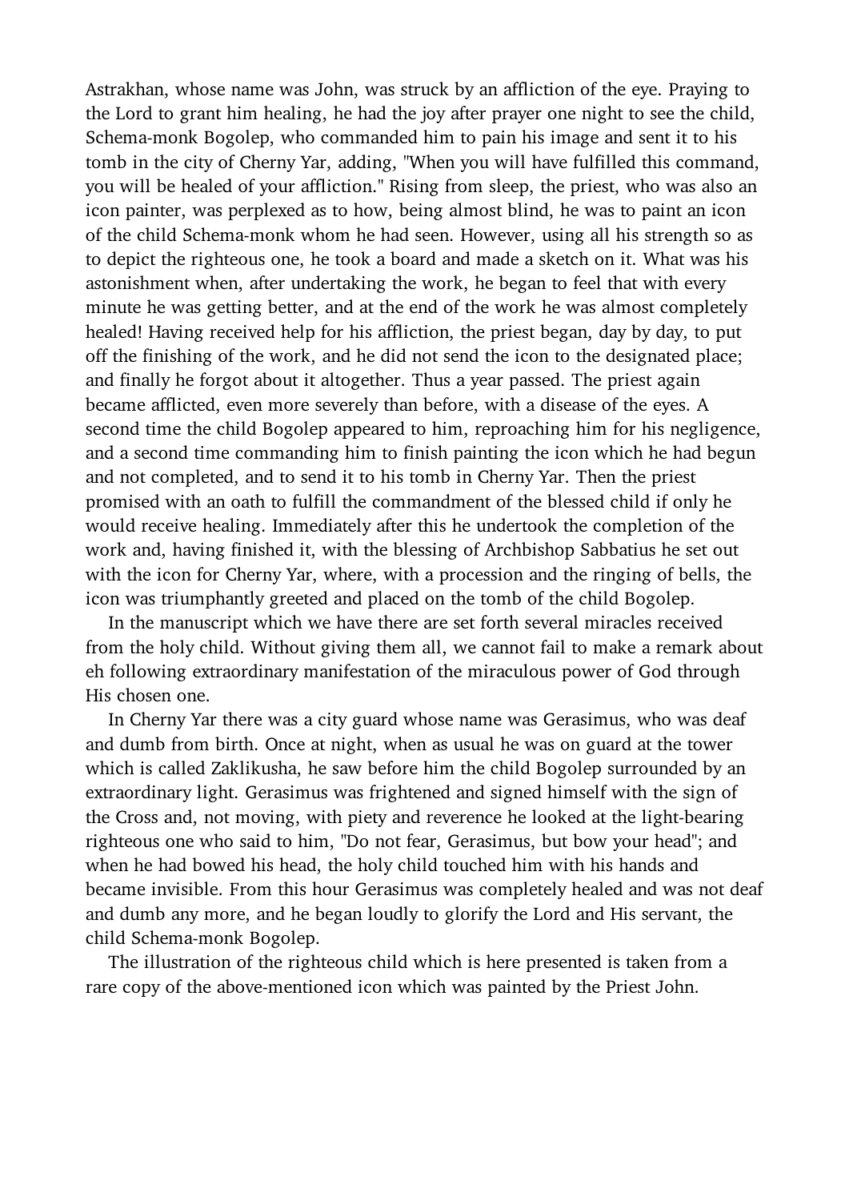Astrakhan, whose name was John, was struck by an affliction of the eye. Praying to the Lord to grant him healing, he had the joy after prayer one night to see the child, Schema-monk Bogolep, who commanded him to pain his image and sent it to his tomb in the city of Cherny Yar, adding, "When you will have fulfilled this command, you will be healed of your affliction." Rising from sleep, the priest, who was also an icon painter, was perplexed as to how, being almost blind, he was to paint an icon of the child Schema-monk whom he had seen. However, using all his strength so as to depict the righteous one, he took a board and made a sketch on it. What was his astonishment when, after undertaking the work, he began to feel that with every minute he was getting better, and at the end of the work he was almost completely healed! Having received help for his affliction, the priest began, day by day, to put off the finishing of the work, and he did not send the icon to the designated place; and finally he forgot about it altogether. Thus a year passed. The priest again became afflicted, even more severely than before, with a disease of the eyes. A second time the child Bogolep appeared to him, reproaching him for his negligence, and a second time commanding him to finish painting the icon which he had begun and not completed, and to send it to his tomb in Cherny Yar. Then the priest promised with an oath to fulfill the commandment of the blessed child if only he would receive healing. Immediately after this he undertook the completion of the work and, having finished it, with the blessing of Archbishop Sabbatius he set out with the icon for Cherny Yar, where, with a procession and the ringing of bells, the icon was triumphantly greeted and placed on the tomb of the child Bogolep.

In the manuscript which we have there are set forth several miracles received from the holy child. Without giving them all, we cannot fail to make a remark about eh following extraordinary manifestation of the miraculous power of God through His chosen one.

In Cherny Yar there was a city guard whose name was Gerasimus, who was deaf and dumb from birth. Once at night, when as usual he was on guard at the tower which is called Zaklikusha, he saw before him the child Bogolep surrounded by an extraordinary light. Gerasimus was frightened and signed himself with the sign of the Cross and, not moving, with piety and reverence he looked at the light-bearing righteous one who said to him, "Do not fear, Gerasimus, but bow your head"; and when he had bowed his head, the holy child touched him with his hands and became invisible. From this hour Gerasimus was completely healed and was not deaf and dumb any more, and he began loudly to glorify the Lord and His servant, the child Schema-monk Bogolep.

The illustration of the righteous child which is here presented is taken from a rare copy of the above-mentioned icon which was painted by the Priest John.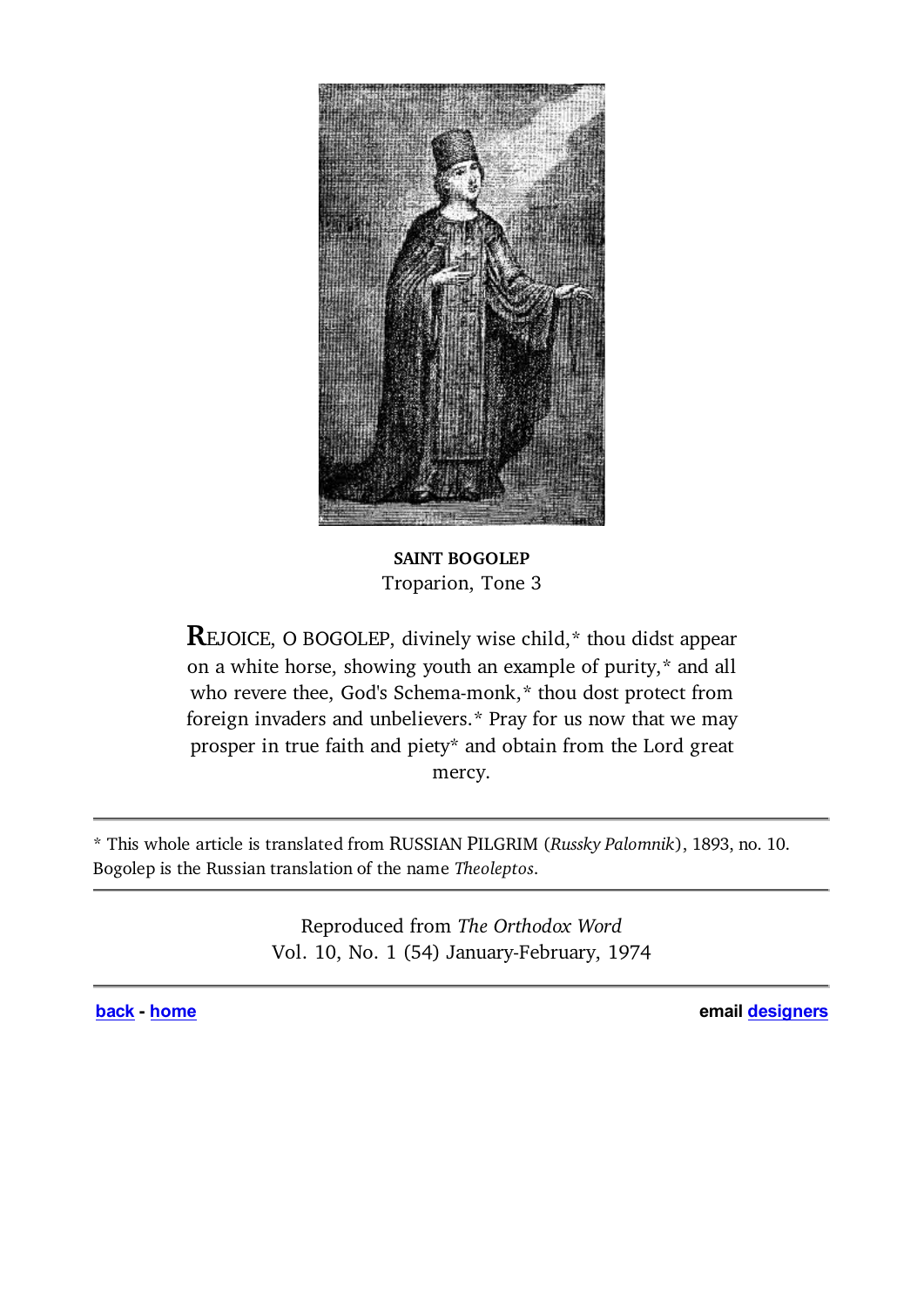**SAINT BOGOLEP**
Troparion, Tone 3

REJOICE, O BOGOLEP, divinely wise child,* thou didst appear on a white horse, showing youth an example of purity,* and all who revere thee, God's Schema-monk,* thou dost protect from foreign invaders and unbelievers.* Pray for us now that we may prosper in true faith and piety* and obtain from the Lord great mercy.

---

* This whole article is translated from RUSSIAN PILGRIM (*Russky Palomnik*), 1893, no. 10. Bogolep is the Russian translation of the name *Theoleptos*.

---

Reproduced from *The Orthodox Word*
Vol. 10, No. 1 (54) January-February, 1974

---

**back** - **home**

**email designers**